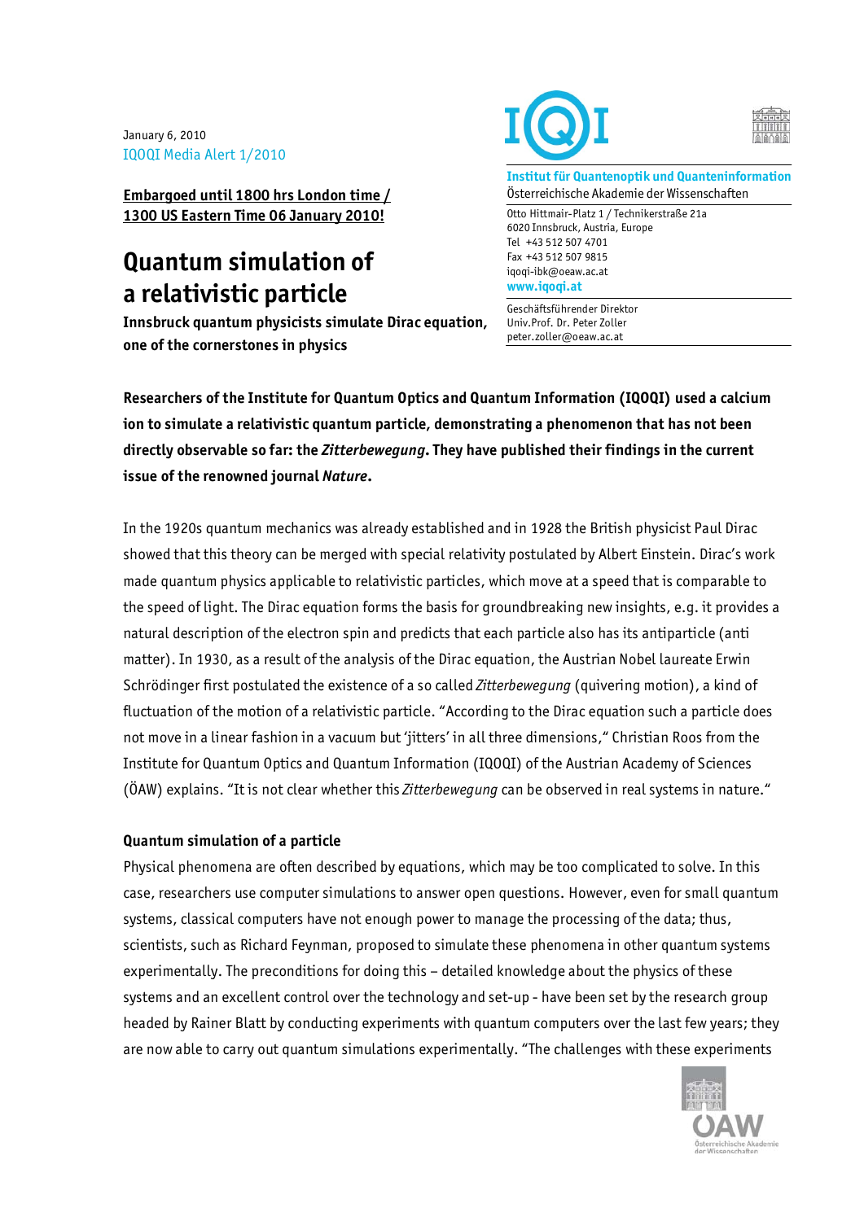January 6, 2010
IQOQI Media Alert 1/2010

**Institut für Quantenoptik und Quanteninformation**
Österreichische Akademie der Wissenschaften

Otto Hittmair-Platz 1 / Technikerstraße 21a
6020 Innsbruck, Austria, Europe
Tel +43 512 507 4701
Fax +43 512 507 9815
iqoqi-ibk@oeaw.ac.at
**www.iqoqi.at**

Geschäftsführender Direktor
Univ.Prof. Dr. Peter Zoller
peter.zoller@oeaw.ac.at

**Embargoed until 1800 hrs London time / 1300 US Eastern Time 06 January 2010!**

# Quantum simulation of a relativistic particle

**Innsbruck quantum physicists simulate Dirac equation, one of the cornerstones in physics**

**Researchers of the Institute for Quantum Optics and Quantum Information (IQOQI) used a calcium ion to simulate a relativistic quantum particle, demonstrating a phenomenon that has not been directly observable so far: the *Zitterbewegung*. They have published their findings in the current issue of the renowned journal *Nature*.**

In the 1920s quantum mechanics was already established and in 1928 the British physicist Paul Dirac showed that this theory can be merged with special relativity postulated by Albert Einstein. Dirac's work made quantum physics applicable to relativistic particles, which move at a speed that is comparable to the speed of light. The Dirac equation forms the basis for groundbreaking new insights, e.g. it provides a natural description of the electron spin and predicts that each particle also has its antiparticle (anti matter). In 1930, as a result of the analysis of the Dirac equation, the Austrian Nobel laureate Erwin Schrödinger first postulated the existence of a so called *Zitterbewegung* (quivering motion), a kind of fluctuation of the motion of a relativistic particle. "According to the Dirac equation such a particle does not move in a linear fashion in a vacuum but 'jitters' in all three dimensions," Christian Roos from the Institute for Quantum Optics and Quantum Information (IQOQI) of the Austrian Academy of Sciences (ÖAW) explains. "It is not clear whether this *Zitterbewegung* can be observed in real systems in nature."

### Quantum simulation of a particle

Physical phenomena are often described by equations, which may be too complicated to solve. In this case, researchers use computer simulations to answer open questions. However, even for small quantum systems, classical computers have not enough power to manage the processing of the data; thus, scientists, such as Richard Feynman, proposed to simulate these phenomena in other quantum systems experimentally. The preconditions for doing this – detailed knowledge about the physics of these systems and an excellent control over the technology and set-up - have been set by the research group headed by Rainer Blatt by conducting experiments with quantum computers over the last few years; they are now able to carry out quantum simulations experimentally. "The challenges with these experiments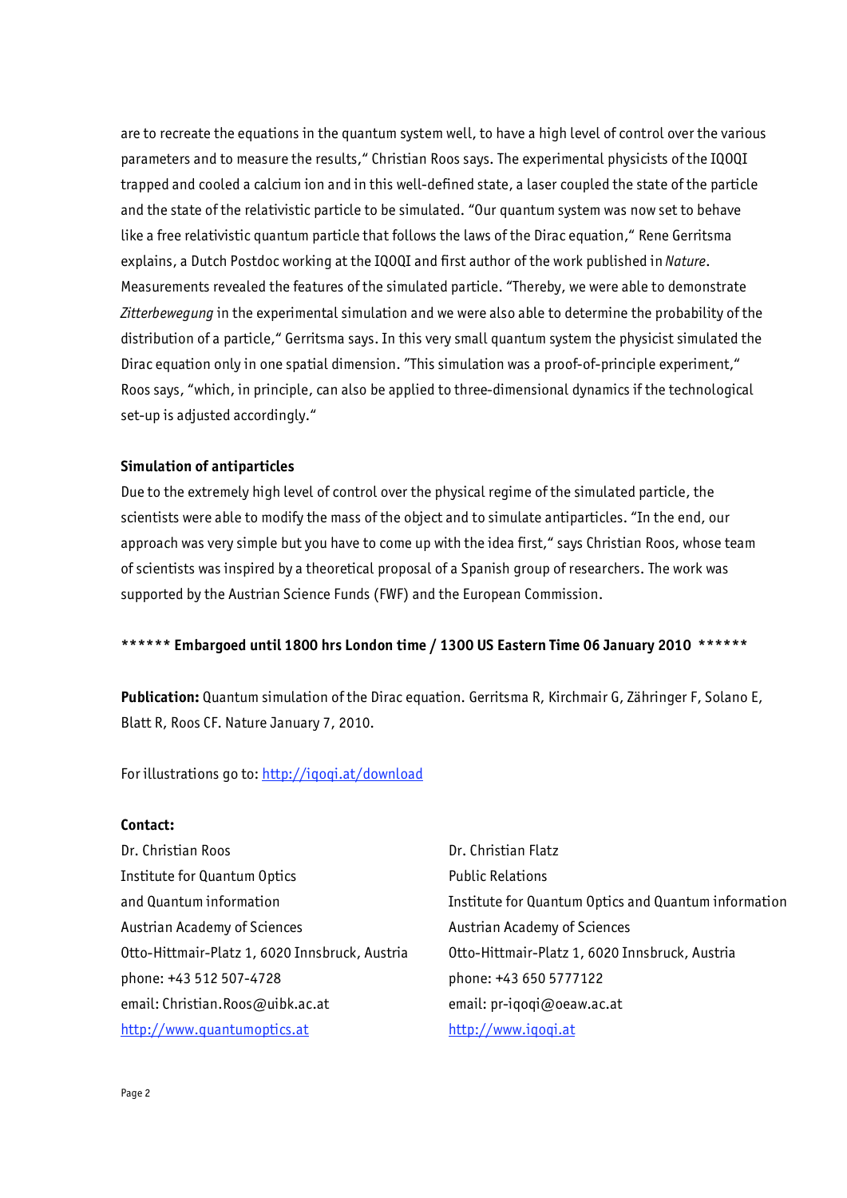are to recreate the equations in the quantum system well, to have a high level of control over the various parameters and to measure the results," Christian Roos says. The experimental physicists of the IQOQI trapped and cooled a calcium ion and in this well-defined state, a laser coupled the state of the particle and the state of the relativistic particle to be simulated. "Our quantum system was now set to behave like a free relativistic quantum particle that follows the laws of the Dirac equation," Rene Gerritsma explains, a Dutch Postdoc working at the IQOQI and first author of the work published in *Nature*. Measurements revealed the features of the simulated particle. "Thereby, we were able to demonstrate *Zitterbewegung* in the experimental simulation and we were also able to determine the probability of the distribution of a particle," Gerritsma says. In this very small quantum system the physicist simulated the Dirac equation only in one spatial dimension. "This simulation was a proof-of-principle experiment," Roos says, "which, in principle, can also be applied to three-dimensional dynamics if the technological set-up is adjusted accordingly."

**Simulation of antiparticles**

Due to the extremely high level of control over the physical regime of the simulated particle, the scientists were able to modify the mass of the object and to simulate antiparticles. "In the end, our approach was very simple but you have to come up with the idea first," says Christian Roos, whose team of scientists was inspired by a theoretical proposal of a Spanish group of researchers. The work was supported by the Austrian Science Funds (FWF) and the European Commission.

**\*\*\*\*\*\* Embargoed until 1800 hrs London time / 1300 US Eastern Time 06 January 2010 \*\*\*\*\*\***

**Publication:** Quantum simulation of the Dirac equation. Gerritsma R, Kirchmair G, Zähringer F, Solano E, Blatt R, Roos CF. Nature January 7, 2010.

For illustrations go to: http://iqoqi.at/download

**Contact:**

Dr. Christian Roos
Institute for Quantum Optics
and Quantum information
Austrian Academy of Sciences
Otto-Hittmair-Platz 1, 6020 Innsbruck, Austria
phone: +43 512 507-4728
email: Christian.Roos@uibk.ac.at
http://www.quantumoptics.at

Dr. Christian Flatz
Public Relations
Institute for Quantum Optics and Quantum information
Austrian Academy of Sciences
Otto-Hittmair-Platz 1, 6020 Innsbruck, Austria
phone: +43 650 5777122
email: pr-iqoqi@oeaw.ac.at
http://www.iqoqi.at